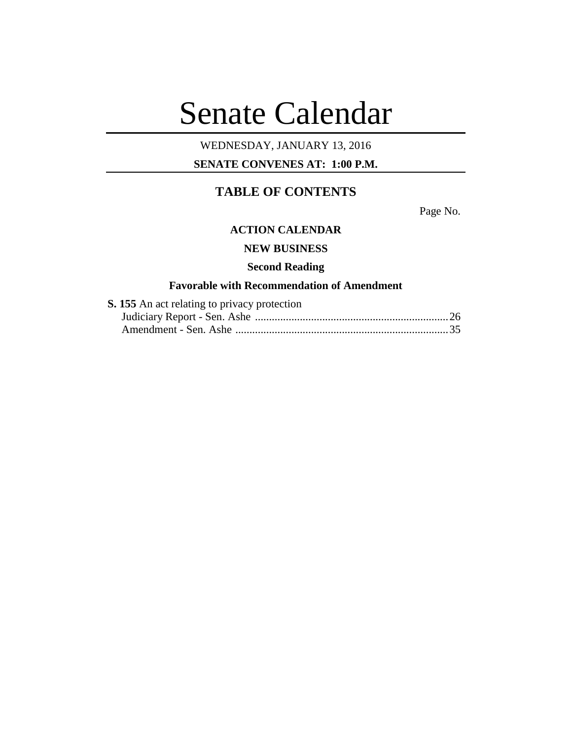# Senate Calendar

WEDNESDAY, JANUARY 13, 2016

**SENATE CONVENES AT: 1:00 P.M.**

## TABLE OF CONTENTS

Page No.

**ACTION CALENDAR**

**NEW BUSINESS**

**Second Reading**

**Favorable with Recommendation of Amendment**

**S. 155** An act relating to privacy protection

Judiciary Report - Sen. Ashe ..................................................................... 26

Amendment - Sen. Ashe ........................................................................... 35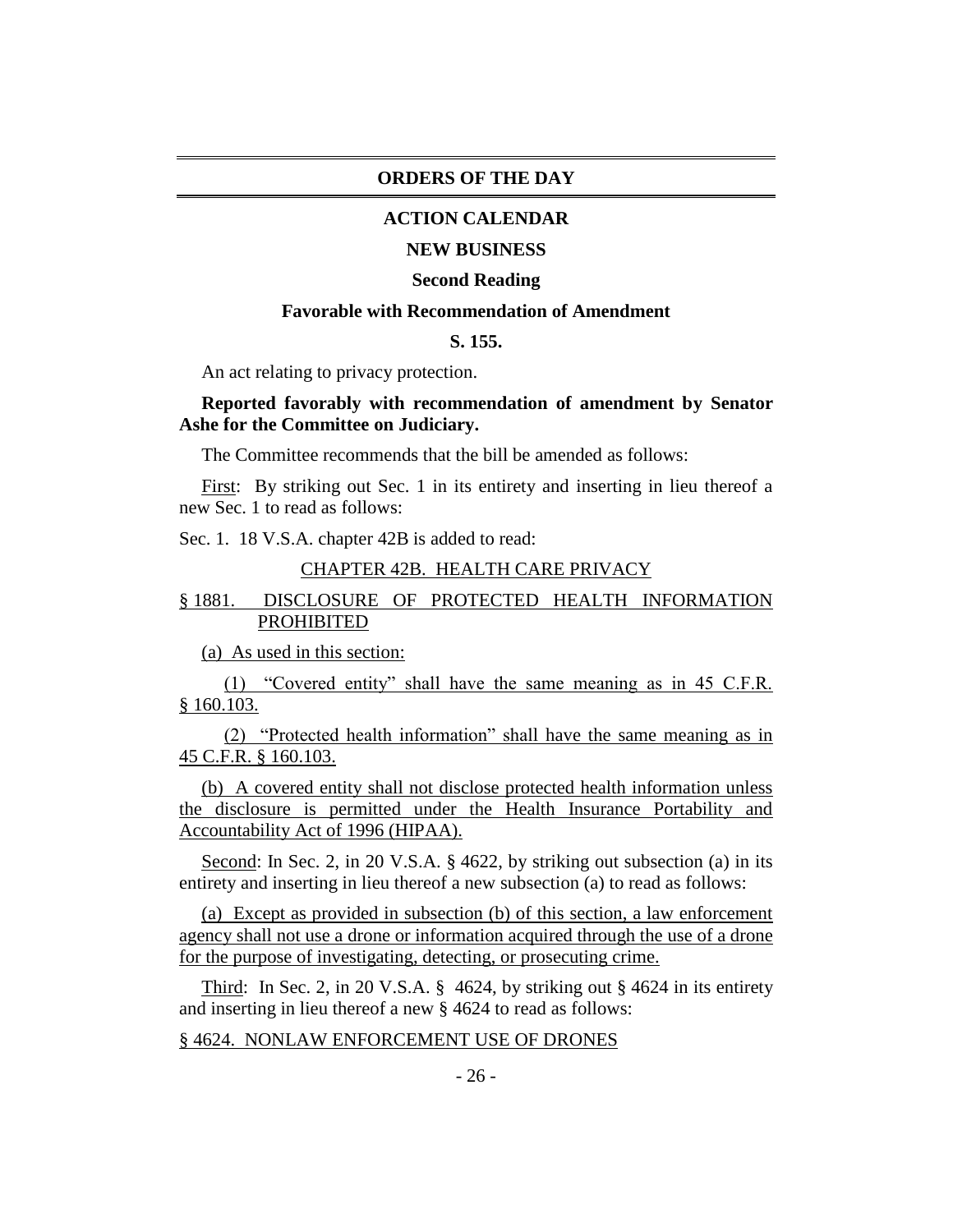# ORDERS OF THE DAY

## ACTION CALENDAR

### NEW BUSINESS

### Second Reading

### Favorable with Recommendation of Amendment

### S. 155.

An act relating to privacy protection.

**Reported favorably with recommendation of amendment by Senator Ashe for the Committee on Judiciary.**

The Committee recommends that the bill be amended as follows:

First: By striking out Sec. 1 in its entirety and inserting in lieu thereof a new Sec. 1 to read as follows:

Sec. 1. 18 V.S.A. chapter 42B is added to read:

CHAPTER 42B. HEALTH CARE PRIVACY

§ 1881. DISCLOSURE OF PROTECTED HEALTH INFORMATION PROHIBITED

(a) As used in this section:

(1) "Covered entity" shall have the same meaning as in 45 C.F.R. § 160.103.

(2) "Protected health information" shall have the same meaning as in 45 C.F.R. § 160.103.

(b) A covered entity shall not disclose protected health information unless the disclosure is permitted under the Health Insurance Portability and Accountability Act of 1996 (HIPAA).

Second: In Sec. 2, in 20 V.S.A. § 4622, by striking out subsection (a) in its entirety and inserting in lieu thereof a new subsection (a) to read as follows:

(a) Except as provided in subsection (b) of this section, a law enforcement agency shall not use a drone or information acquired through the use of a drone for the purpose of investigating, detecting, or prosecuting crime.

Third: In Sec. 2, in 20 V.S.A. § 4624, by striking out § 4624 in its entirety and inserting in lieu thereof a new § 4624 to read as follows:

§ 4624. NONLAW ENFORCEMENT USE OF DRONES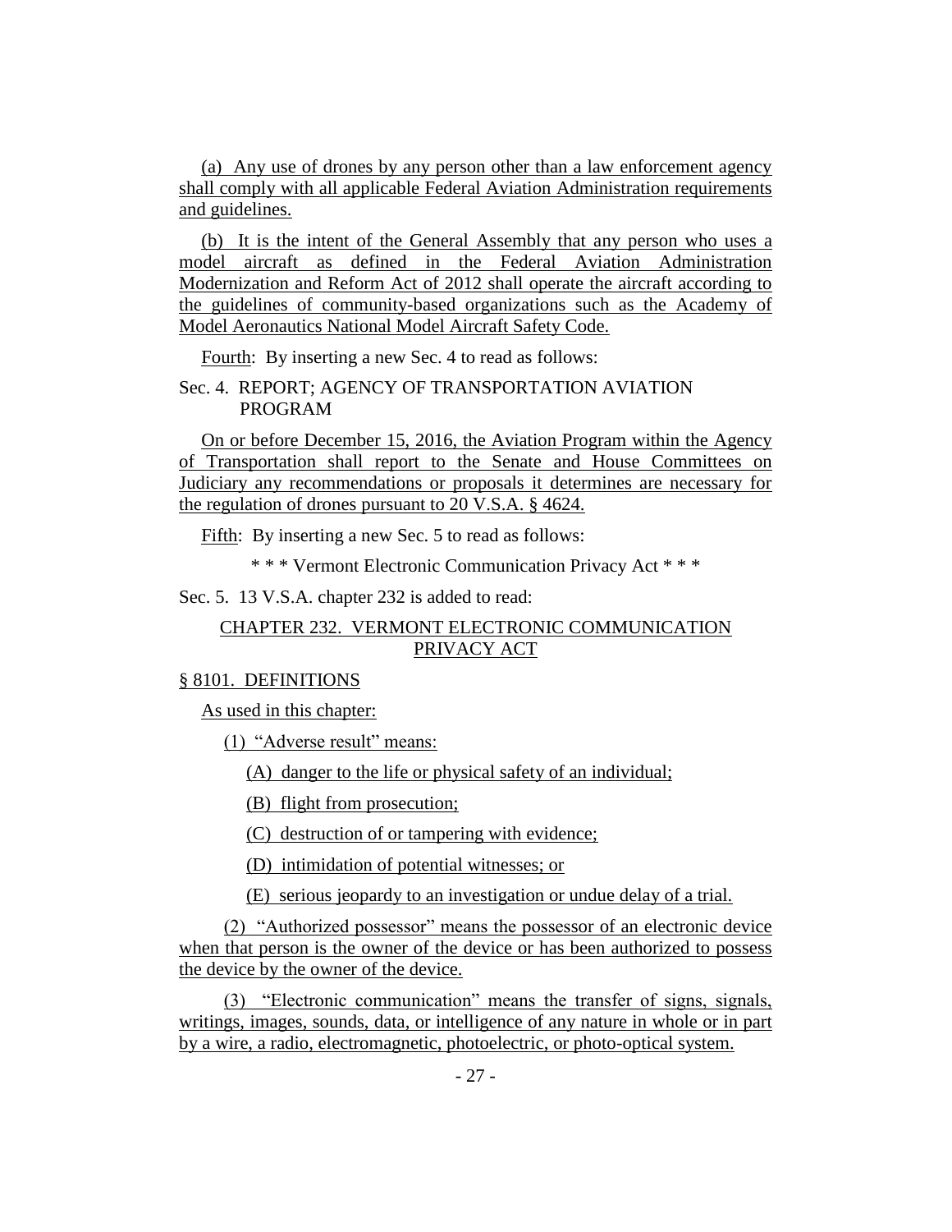(a) Any use of drones by any person other than a law enforcement agency shall comply with all applicable Federal Aviation Administration requirements and guidelines.

(b) It is the intent of the General Assembly that any person who uses a model aircraft as defined in the Federal Aviation Administration Modernization and Reform Act of 2012 shall operate the aircraft according to the guidelines of community-based organizations such as the Academy of Model Aeronautics National Model Aircraft Safety Code.

Fourth: By inserting a new Sec. 4 to read as follows:

Sec. 4. REPORT; AGENCY OF TRANSPORTATION AVIATION PROGRAM

On or before December 15, 2016, the Aviation Program within the Agency of Transportation shall report to the Senate and House Committees on Judiciary any recommendations or proposals it determines are necessary for the regulation of drones pursuant to 20 V.S.A. § 4624.

Fifth: By inserting a new Sec. 5 to read as follows:

* * * Vermont Electronic Communication Privacy Act * * *

Sec. 5. 13 V.S.A. chapter 232 is added to read:

CHAPTER 232. VERMONT ELECTRONIC COMMUNICATION PRIVACY ACT

§ 8101. DEFINITIONS

As used in this chapter:

(1) "Adverse result" means:

(A) danger to the life or physical safety of an individual;

(B) flight from prosecution;

(C) destruction of or tampering with evidence;

(D) intimidation of potential witnesses; or

(E) serious jeopardy to an investigation or undue delay of a trial.

(2) "Authorized possessor" means the possessor of an electronic device when that person is the owner of the device or has been authorized to possess the device by the owner of the device.

(3) "Electronic communication" means the transfer of signs, signals, writings, images, sounds, data, or intelligence of any nature in whole or in part by a wire, a radio, electromagnetic, photoelectric, or photo-optical system.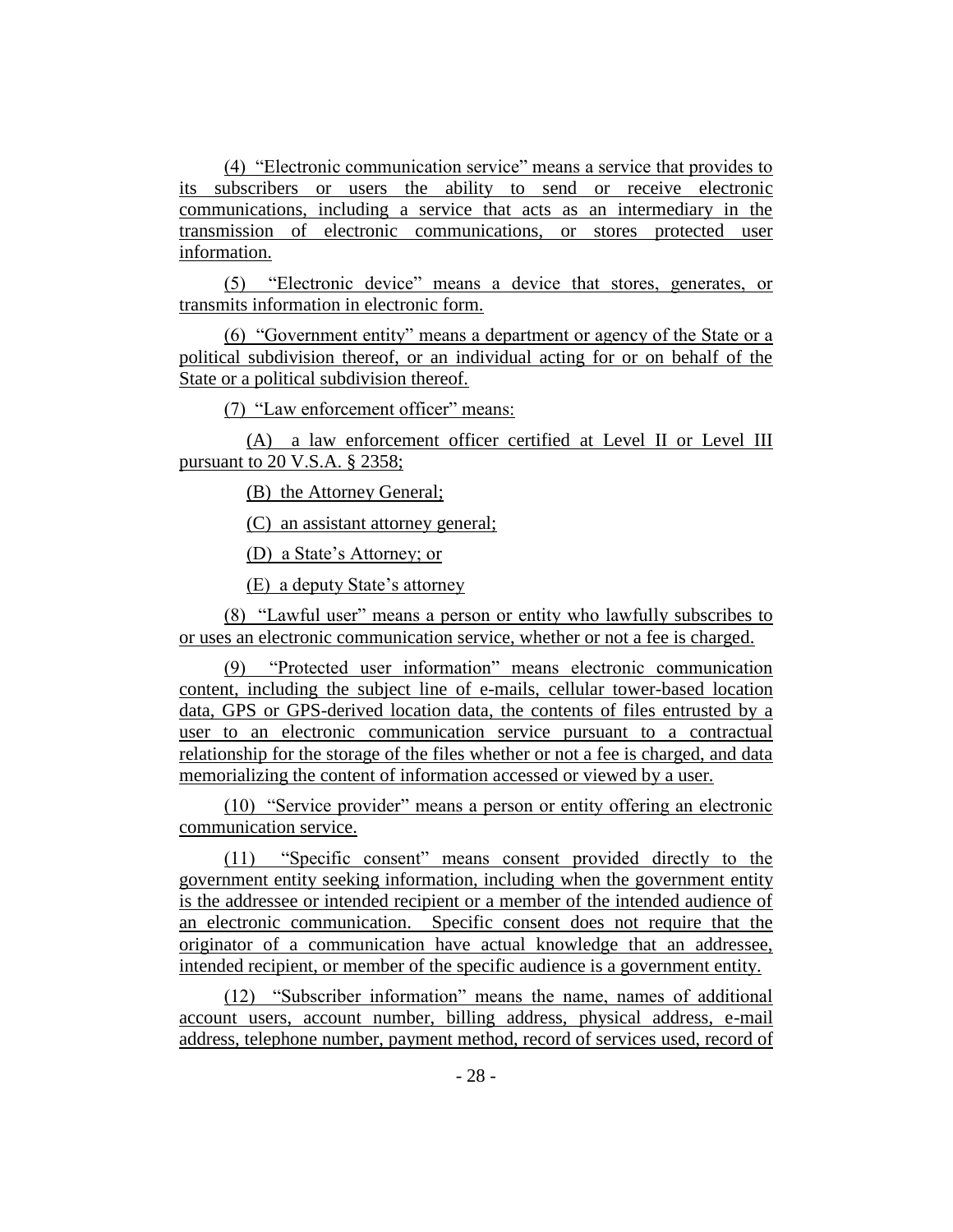(4) "Electronic communication service" means a service that provides to its subscribers or users the ability to send or receive electronic communications, including a service that acts as an intermediary in the transmission of electronic communications, or stores protected user information.

(5) "Electronic device" means a device that stores, generates, or transmits information in electronic form.

(6) "Government entity" means a department or agency of the State or a political subdivision thereof, or an individual acting for or on behalf of the State or a political subdivision thereof.

(7) "Law enforcement officer" means:

(A) a law enforcement officer certified at Level II or Level III pursuant to 20 V.S.A. § 2358;

(B) the Attorney General;

(C) an assistant attorney general;

(D) a State's Attorney; or

(E) a deputy State's attorney

(8) "Lawful user" means a person or entity who lawfully subscribes to or uses an electronic communication service, whether or not a fee is charged.

(9) "Protected user information" means electronic communication content, including the subject line of e-mails, cellular tower-based location data, GPS or GPS-derived location data, the contents of files entrusted by a user to an electronic communication service pursuant to a contractual relationship for the storage of the files whether or not a fee is charged, and data memorializing the content of information accessed or viewed by a user.

(10) "Service provider" means a person or entity offering an electronic communication service.

(11) "Specific consent" means consent provided directly to the government entity seeking information, including when the government entity is the addressee or intended recipient or a member of the intended audience of an electronic communication. Specific consent does not require that the originator of a communication have actual knowledge that an addressee, intended recipient, or member of the specific audience is a government entity.

(12) "Subscriber information" means the name, names of additional account users, account number, billing address, physical address, e-mail address, telephone number, payment method, record of services used, record of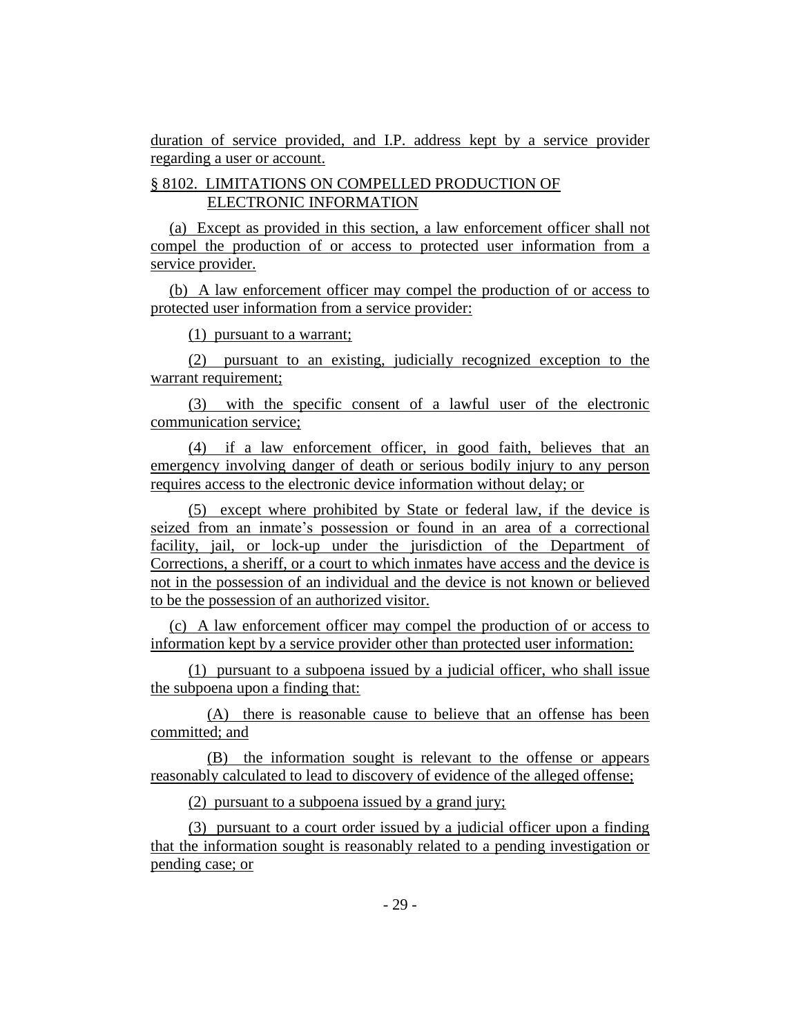duration of service provided, and I.P. address kept by a service provider regarding a user or account.

## § 8102. LIMITATIONS ON COMPELLED PRODUCTION OF ELECTRONIC INFORMATION

(a) Except as provided in this section, a law enforcement officer shall not compel the production of or access to protected user information from a service provider.

(b) A law enforcement officer may compel the production of or access to protected user information from a service provider:

(1) pursuant to a warrant;

(2) pursuant to an existing, judicially recognized exception to the warrant requirement;

(3) with the specific consent of a lawful user of the electronic communication service;

(4) if a law enforcement officer, in good faith, believes that an emergency involving danger of death or serious bodily injury to any person requires access to the electronic device information without delay; or

(5) except where prohibited by State or federal law, if the device is seized from an inmate's possession or found in an area of a correctional facility, jail, or lock-up under the jurisdiction of the Department of Corrections, a sheriff, or a court to which inmates have access and the device is not in the possession of an individual and the device is not known or believed to be the possession of an authorized visitor.

(c) A law enforcement officer may compel the production of or access to information kept by a service provider other than protected user information:

(1) pursuant to a subpoena issued by a judicial officer, who shall issue the subpoena upon a finding that:

(A) there is reasonable cause to believe that an offense has been committed; and

(B) the information sought is relevant to the offense or appears reasonably calculated to lead to discovery of evidence of the alleged offense;

(2) pursuant to a subpoena issued by a grand jury;

(3) pursuant to a court order issued by a judicial officer upon a finding that the information sought is reasonably related to a pending investigation or pending case; or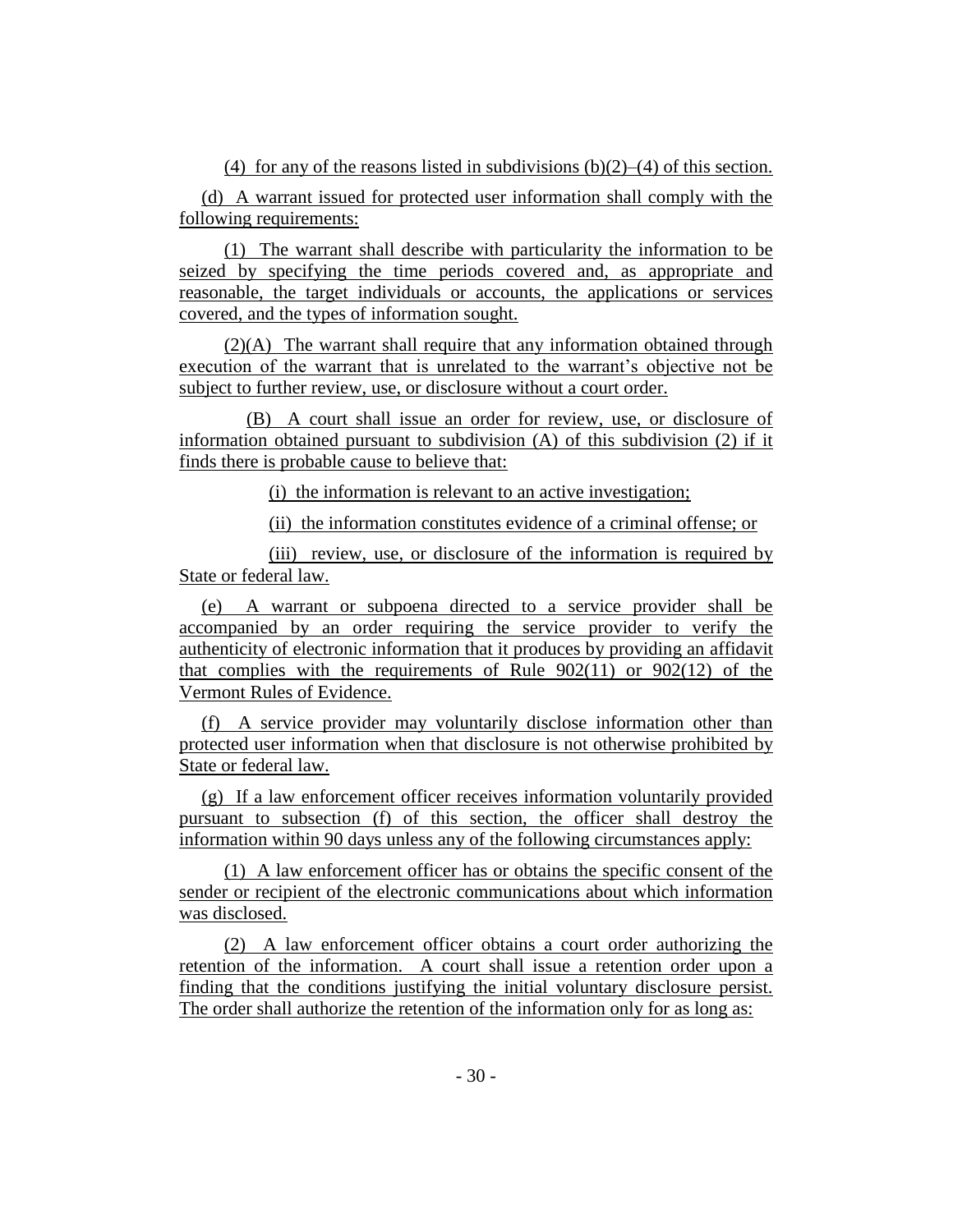(4) for any of the reasons listed in subdivisions (b)(2)–(4) of this section.

(d) A warrant issued for protected user information shall comply with the following requirements:

(1) The warrant shall describe with particularity the information to be seized by specifying the time periods covered and, as appropriate and reasonable, the target individuals or accounts, the applications or services covered, and the types of information sought.

(2)(A) The warrant shall require that any information obtained through execution of the warrant that is unrelated to the warrant's objective not be subject to further review, use, or disclosure without a court order.

(B) A court shall issue an order for review, use, or disclosure of information obtained pursuant to subdivision (A) of this subdivision (2) if it finds there is probable cause to believe that:

(i) the information is relevant to an active investigation;

(ii) the information constitutes evidence of a criminal offense; or

(iii) review, use, or disclosure of the information is required by State or federal law.

(e) A warrant or subpoena directed to a service provider shall be accompanied by an order requiring the service provider to verify the authenticity of electronic information that it produces by providing an affidavit that complies with the requirements of Rule 902(11) or 902(12) of the Vermont Rules of Evidence.

(f) A service provider may voluntarily disclose information other than protected user information when that disclosure is not otherwise prohibited by State or federal law.

(g) If a law enforcement officer receives information voluntarily provided pursuant to subsection (f) of this section, the officer shall destroy the information within 90 days unless any of the following circumstances apply:

(1) A law enforcement officer has or obtains the specific consent of the sender or recipient of the electronic communications about which information was disclosed.

(2) A law enforcement officer obtains a court order authorizing the retention of the information. A court shall issue a retention order upon a finding that the conditions justifying the initial voluntary disclosure persist. The order shall authorize the retention of the information only for as long as: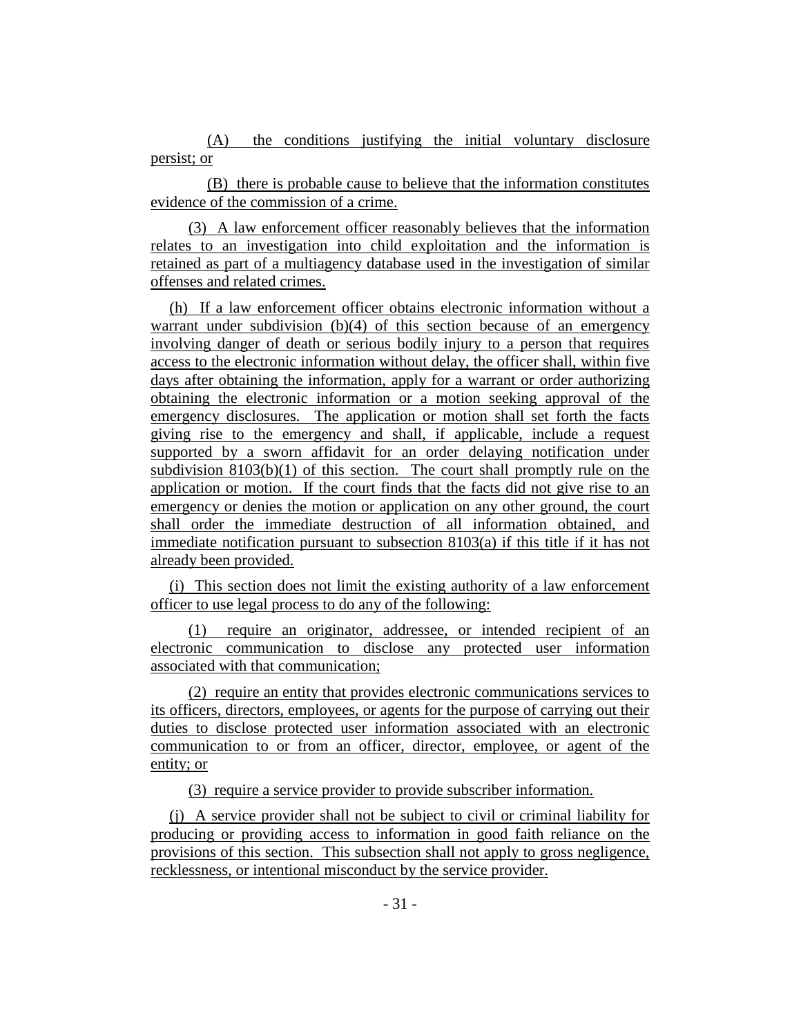(A) the conditions justifying the initial voluntary disclosure persist; or

(B) there is probable cause to believe that the information constitutes evidence of the commission of a crime.

(3) A law enforcement officer reasonably believes that the information relates to an investigation into child exploitation and the information is retained as part of a multiagency database used in the investigation of similar offenses and related crimes.

(h) If a law enforcement officer obtains electronic information without a warrant under subdivision (b)(4) of this section because of an emergency involving danger of death or serious bodily injury to a person that requires access to the electronic information without delay, the officer shall, within five days after obtaining the information, apply for a warrant or order authorizing obtaining the electronic information or a motion seeking approval of the emergency disclosures. The application or motion shall set forth the facts giving rise to the emergency and shall, if applicable, include a request supported by a sworn affidavit for an order delaying notification under subdivision 8103(b)(1) of this section. The court shall promptly rule on the application or motion. If the court finds that the facts did not give rise to an emergency or denies the motion or application on any other ground, the court shall order the immediate destruction of all information obtained, and immediate notification pursuant to subsection 8103(a) if this title if it has not already been provided.

(i) This section does not limit the existing authority of a law enforcement officer to use legal process to do any of the following:

(1) require an originator, addressee, or intended recipient of an electronic communication to disclose any protected user information associated with that communication;

(2) require an entity that provides electronic communications services to its officers, directors, employees, or agents for the purpose of carrying out their duties to disclose protected user information associated with an electronic communication to or from an officer, director, employee, or agent of the entity; or

(3) require a service provider to provide subscriber information.

(j) A service provider shall not be subject to civil or criminal liability for producing or providing access to information in good faith reliance on the provisions of this section. This subsection shall not apply to gross negligence, recklessness, or intentional misconduct by the service provider.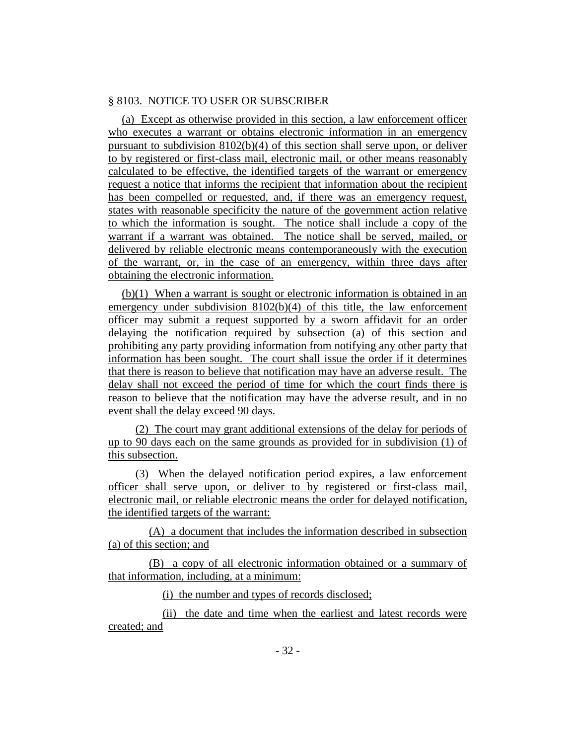§ 8103. NOTICE TO USER OR SUBSCRIBER

(a) Except as otherwise provided in this section, a law enforcement officer who executes a warrant or obtains electronic information in an emergency pursuant to subdivision 8102(b)(4) of this section shall serve upon, or deliver to by registered or first-class mail, electronic mail, or other means reasonably calculated to be effective, the identified targets of the warrant or emergency request a notice that informs the recipient that information about the recipient has been compelled or requested, and, if there was an emergency request, states with reasonable specificity the nature of the government action relative to which the information is sought. The notice shall include a copy of the warrant if a warrant was obtained. The notice shall be served, mailed, or delivered by reliable electronic means contemporaneously with the execution of the warrant, or, in the case of an emergency, within three days after obtaining the electronic information.

(b)(1) When a warrant is sought or electronic information is obtained in an emergency under subdivision 8102(b)(4) of this title, the law enforcement officer may submit a request supported by a sworn affidavit for an order delaying the notification required by subsection (a) of this section and prohibiting any party providing information from notifying any other party that information has been sought. The court shall issue the order if it determines that there is reason to believe that notification may have an adverse result. The delay shall not exceed the period of time for which the court finds there is reason to believe that the notification may have the adverse result, and in no event shall the delay exceed 90 days.

(2) The court may grant additional extensions of the delay for periods of up to 90 days each on the same grounds as provided for in subdivision (1) of this subsection.

(3) When the delayed notification period expires, a law enforcement officer shall serve upon, or deliver to by registered or first-class mail, electronic mail, or reliable electronic means the order for delayed notification, the identified targets of the warrant:

(A) a document that includes the information described in subsection (a) of this section; and

(B) a copy of all electronic information obtained or a summary of that information, including, at a minimum:

(i) the number and types of records disclosed;

(ii) the date and time when the earliest and latest records were created; and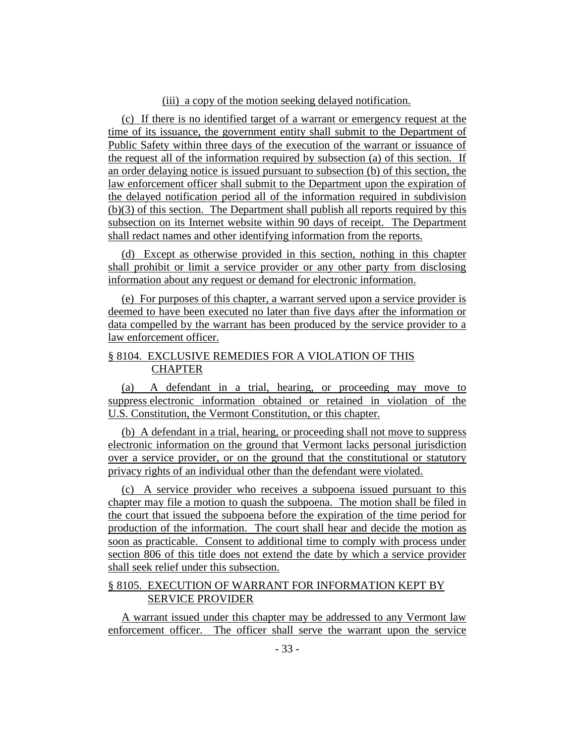(iii) a copy of the motion seeking delayed notification.

(c) If there is no identified target of a warrant or emergency request at the time of its issuance, the government entity shall submit to the Department of Public Safety within three days of the execution of the warrant or issuance of the request all of the information required by subsection (a) of this section. If an order delaying notice is issued pursuant to subsection (b) of this section, the law enforcement officer shall submit to the Department upon the expiration of the delayed notification period all of the information required in subdivision (b)(3) of this section. The Department shall publish all reports required by this subsection on its Internet website within 90 days of receipt. The Department shall redact names and other identifying information from the reports.

(d) Except as otherwise provided in this section, nothing in this chapter shall prohibit or limit a service provider or any other party from disclosing information about any request or demand for electronic information.

(e) For purposes of this chapter, a warrant served upon a service provider is deemed to have been executed no later than five days after the information or data compelled by the warrant has been produced by the service provider to a law enforcement officer.

§ 8104. EXCLUSIVE REMEDIES FOR A VIOLATION OF THIS CHAPTER

(a) A defendant in a trial, hearing, or proceeding may move to suppress electronic information obtained or retained in violation of the U.S. Constitution, the Vermont Constitution, or this chapter.

(b) A defendant in a trial, hearing, or proceeding shall not move to suppress electronic information on the ground that Vermont lacks personal jurisdiction over a service provider, or on the ground that the constitutional or statutory privacy rights of an individual other than the defendant were violated.

(c) A service provider who receives a subpoena issued pursuant to this chapter may file a motion to quash the subpoena. The motion shall be filed in the court that issued the subpoena before the expiration of the time period for production of the information. The court shall hear and decide the motion as soon as practicable. Consent to additional time to comply with process under section 806 of this title does not extend the date by which a service provider shall seek relief under this subsection.

§ 8105. EXECUTION OF WARRANT FOR INFORMATION KEPT BY SERVICE PROVIDER

A warrant issued under this chapter may be addressed to any Vermont law enforcement officer. The officer shall serve the warrant upon the service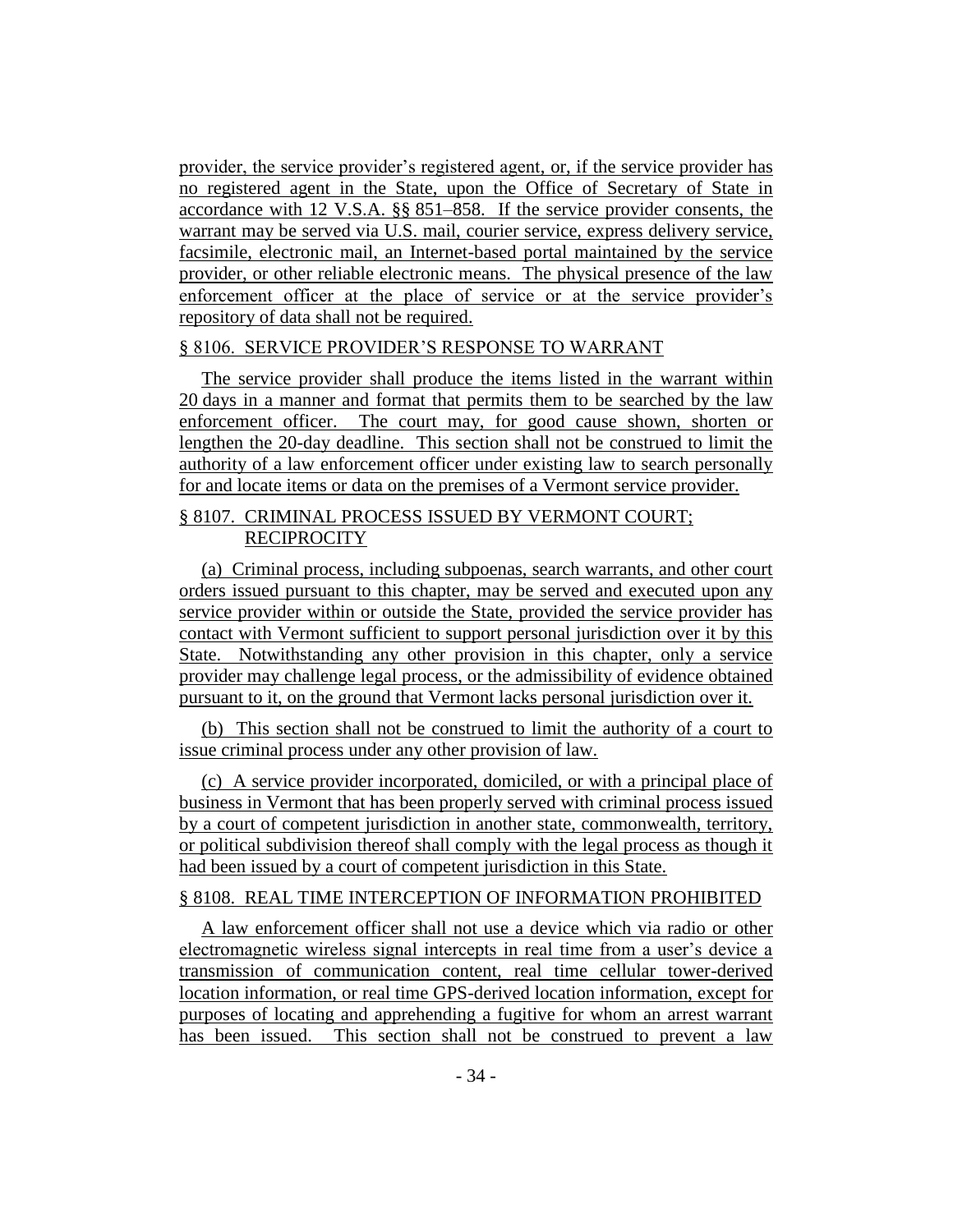provider, the service provider's registered agent, or, if the service provider has no registered agent in the State, upon the Office of Secretary of State in accordance with 12 V.S.A. §§ 851–858. If the service provider consents, the warrant may be served via U.S. mail, courier service, express delivery service, facsimile, electronic mail, an Internet-based portal maintained by the service provider, or other reliable electronic means. The physical presence of the law enforcement officer at the place of service or at the service provider's repository of data shall not be required.

§ 8106. SERVICE PROVIDER'S RESPONSE TO WARRANT

The service provider shall produce the items listed in the warrant within 20 days in a manner and format that permits them to be searched by the law enforcement officer. The court may, for good cause shown, shorten or lengthen the 20-day deadline. This section shall not be construed to limit the authority of a law enforcement officer under existing law to search personally for and locate items or data on the premises of a Vermont service provider.

§ 8107. CRIMINAL PROCESS ISSUED BY VERMONT COURT; RECIPROCITY

(a) Criminal process, including subpoenas, search warrants, and other court orders issued pursuant to this chapter, may be served and executed upon any service provider within or outside the State, provided the service provider has contact with Vermont sufficient to support personal jurisdiction over it by this State. Notwithstanding any other provision in this chapter, only a service provider may challenge legal process, or the admissibility of evidence obtained pursuant to it, on the ground that Vermont lacks personal jurisdiction over it.

(b) This section shall not be construed to limit the authority of a court to issue criminal process under any other provision of law.

(c) A service provider incorporated, domiciled, or with a principal place of business in Vermont that has been properly served with criminal process issued by a court of competent jurisdiction in another state, commonwealth, territory, or political subdivision thereof shall comply with the legal process as though it had been issued by a court of competent jurisdiction in this State.

§ 8108. REAL TIME INTERCEPTION OF INFORMATION PROHIBITED

A law enforcement officer shall not use a device which via radio or other electromagnetic wireless signal intercepts in real time from a user's device a transmission of communication content, real time cellular tower-derived location information, or real time GPS-derived location information, except for purposes of locating and apprehending a fugitive for whom an arrest warrant has been issued. This section shall not be construed to prevent a law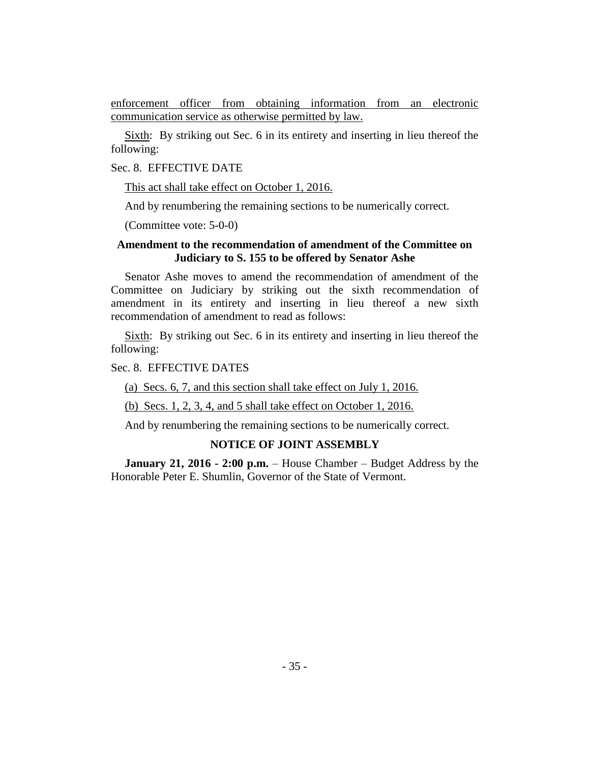enforcement officer from obtaining information from an electronic communication service as otherwise permitted by law.

Sixth: By striking out Sec. 6 in its entirety and inserting in lieu thereof the following:

Sec. 8. EFFECTIVE DATE

This act shall take effect on October 1, 2016.

And by renumbering the remaining sections to be numerically correct.

(Committee vote: 5-0-0)

**Amendment to the recommendation of amendment of the Committee on Judiciary to S. 155 to be offered by Senator Ashe**

Senator Ashe moves to amend the recommendation of amendment of the Committee on Judiciary by striking out the sixth recommendation of amendment in its entirety and inserting in lieu thereof a new sixth recommendation of amendment to read as follows:

Sixth: By striking out Sec. 6 in its entirety and inserting in lieu thereof the following:

Sec. 8. EFFECTIVE DATES

(a) Secs. 6, 7, and this section shall take effect on July 1, 2016.

(b) Secs. 1, 2, 3, 4, and 5 shall take effect on October 1, 2016.

And by renumbering the remaining sections to be numerically correct.

**NOTICE OF JOINT ASSEMBLY**

**January 21, 2016 - 2:00 p.m.** – House Chamber – Budget Address by the Honorable Peter E. Shumlin, Governor of the State of Vermont.